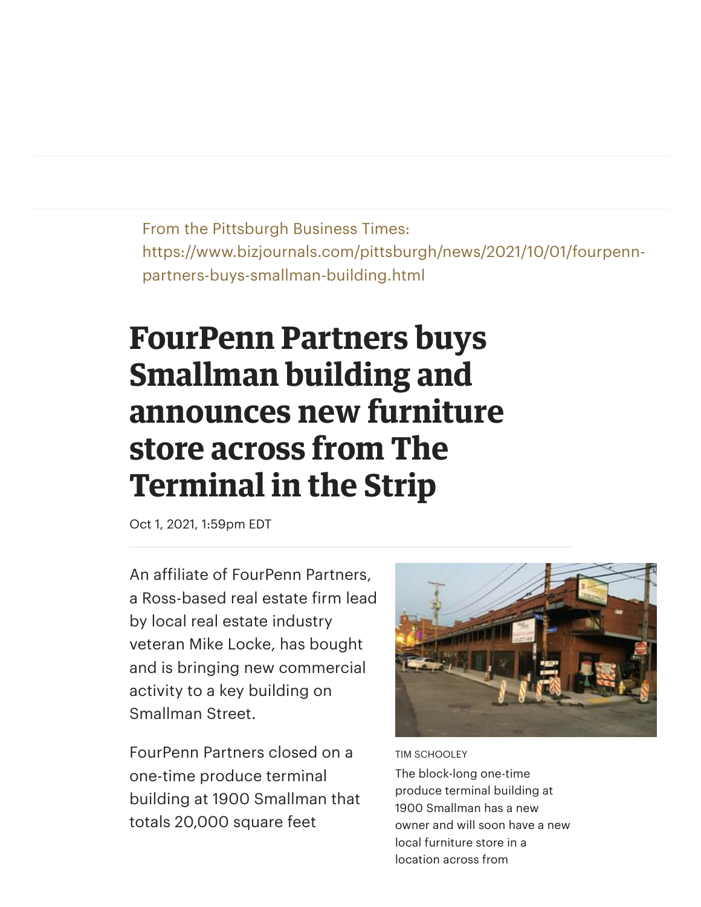From the Pittsburgh Business Times: https://www.bizjournals.com/pittsburgh/news/2021/10/01/fourpenn-partners-buys-smallman-building.html

# FourPenn Partners buys Smallman building and announces new furniture store across from The Terminal in the Strip

Oct 1, 2021, 1:59pm EDT

An affiliate of FourPenn Partners, a Ross-based real estate firm lead by local real estate industry veteran Mike Locke, has bought and is bringing new commercial activity to a key building on Smallman Street.

FourPenn Partners closed on a one-time produce terminal building at 1900 Smallman that totals 20,000 square feet

TIM SCHOOLEY

The block-long one-time produce terminal building at 1900 Smallman has a new owner and will soon have a new local furniture store in a location across from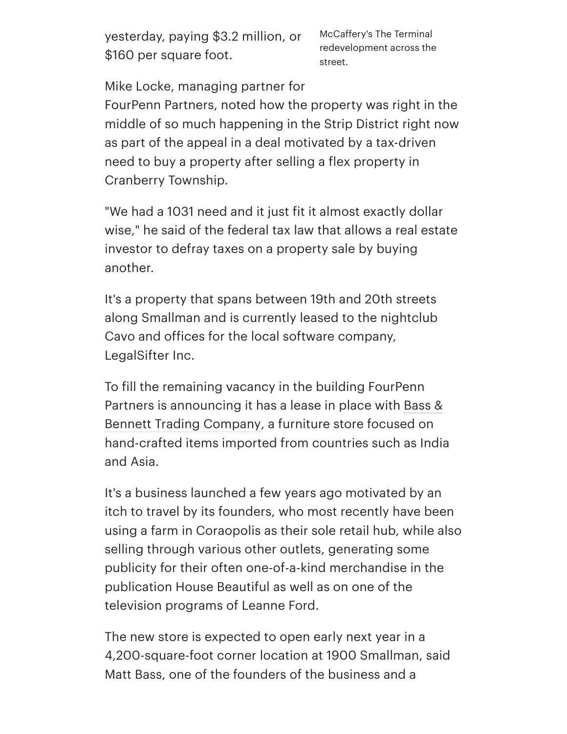yesterday, paying $3.2 million, or $160 per square foot.

McCaffery's The Terminal redevelopment across the street.

Mike Locke, managing partner for FourPenn Partners, noted how the property was right in the middle of so much happening in the Strip District right now as part of the appeal in a deal motivated by a tax-driven need to buy a property after selling a flex property in Cranberry Township.

"We had a 1031 need and it just fit it almost exactly dollar wise," he said of the federal tax law that allows a real estate investor to defray taxes on a property sale by buying another.

It's a property that spans between 19th and 20th streets along Smallman and is currently leased to the nightclub Cavo and offices for the local software company, LegalSifter Inc.

To fill the remaining vacancy in the building FourPenn Partners is announcing it has a lease in place with Bass & Bennett Trading Company, a furniture store focused on hand-crafted items imported from countries such as India and Asia.

It's a business launched a few years ago motivated by an itch to travel by its founders, who most recently have been using a farm in Coraopolis as their sole retail hub, while also selling through various other outlets, generating some publicity for their often one-of-a-kind merchandise in the publication House Beautiful as well as on one of the television programs of Leanne Ford.

The new store is expected to open early next year in a 4,200-square-foot corner location at 1900 Smallman, said Matt Bass, one of the founders of the business and a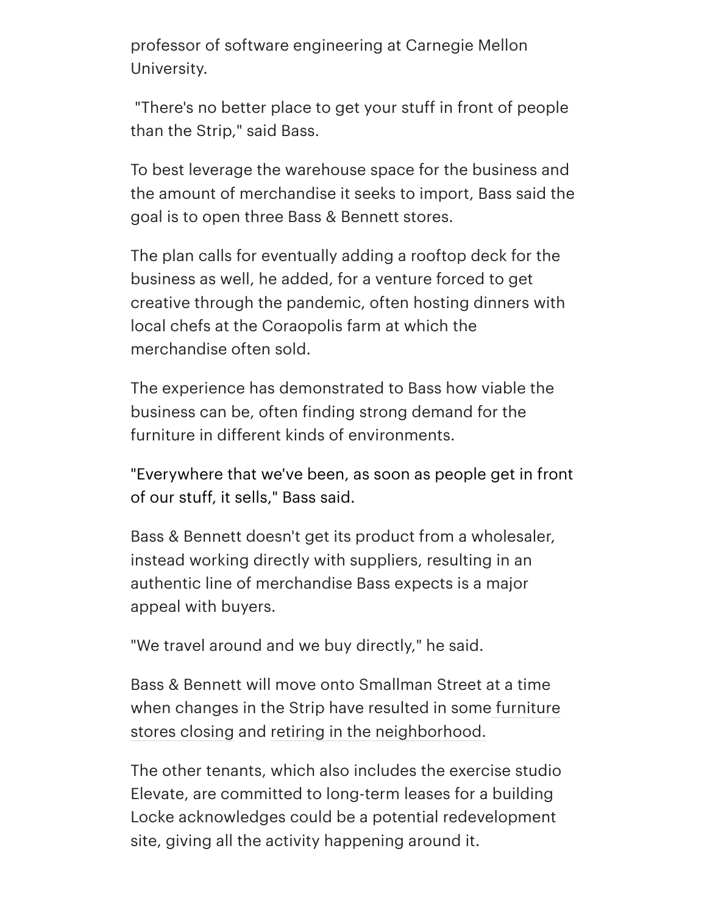professor of software engineering at Carnegie Mellon University.

"There's no better place to get your stuff in front of people than the Strip," said Bass.

To best leverage the warehouse space for the business and the amount of merchandise it seeks to import, Bass said the goal is to open three Bass & Bennett stores.

The plan calls for eventually adding a rooftop deck for the business as well, he added, for a venture forced to get creative through the pandemic, often hosting dinners with local chefs at the Coraopolis farm at which the merchandise often sold.

The experience has demonstrated to Bass how viable the business can be, often finding strong demand for the furniture in different kinds of environments.

"Everywhere that we've been, as soon as people get in front of our stuff, it sells," Bass said.

Bass & Bennett doesn't get its product from a wholesaler, instead working directly with suppliers, resulting in an authentic line of merchandise Bass expects is a major appeal with buyers.

"We travel around and we buy directly," he said.

Bass & Bennett will move onto Smallman Street at a time when changes in the Strip have resulted in some furniture stores closing and retiring in the neighborhood.

The other tenants, which also includes the exercise studio Elevate, are committed to long-term leases for a building Locke acknowledges could be a potential redevelopment site, giving all the activity happening around it.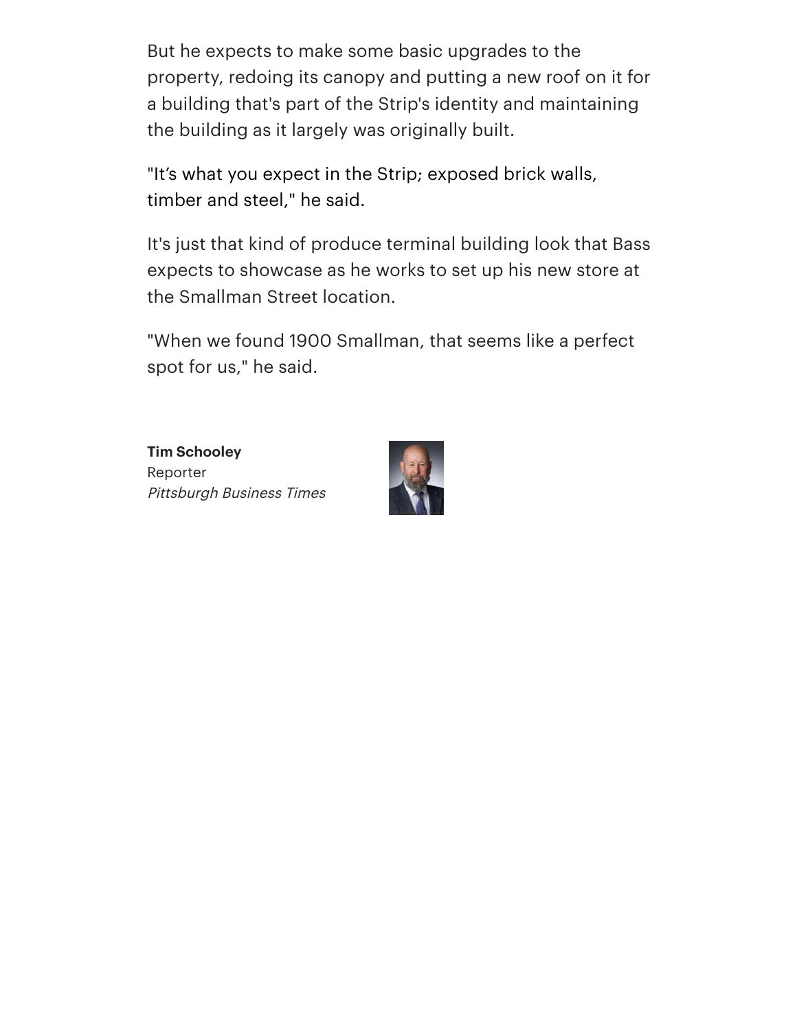But he expects to make some basic upgrades to the property, redoing its canopy and putting a new roof on it for a building that's part of the Strip's identity and maintaining the building as it largely was originally built.

"It's what you expect in the Strip; exposed brick walls, timber and steel," he said.

It's just that kind of produce terminal building look that Bass expects to showcase as he works to set up his new store at the Smallman Street location.

"When we found 1900 Smallman, that seems like a perfect spot for us," he said.

**Tim Schooley**
Reporter
*Pittsburgh Business Times*